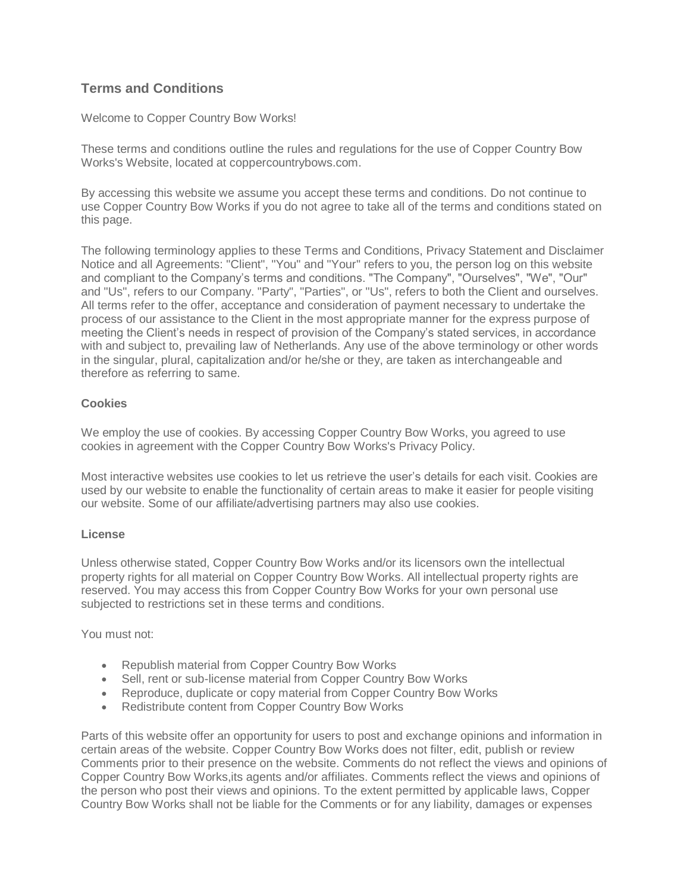## Terms and Conditions

Welcome to Copper Country Bow Works!

These terms and conditions outline the rules and regulations for the use of Copper Country Bow Works's Website, located at coppercountrybows.com.

By accessing this website we assume you accept these terms and conditions. Do not continue to use Copper Country Bow Works if you do not agree to take all of the terms and conditions stated on this page.

The following terminology applies to these Terms and Conditions, Privacy Statement and Disclaimer Notice and all Agreements: "Client", "You" and "Your" refers to you, the person log on this website and compliant to the Company's terms and conditions. "The Company", "Ourselves", "We", "Our" and "Us", refers to our Company. "Party", "Parties", or "Us", refers to both the Client and ourselves. All terms refer to the offer, acceptance and consideration of payment necessary to undertake the process of our assistance to the Client in the most appropriate manner for the express purpose of meeting the Client's needs in respect of provision of the Company's stated services, in accordance with and subject to, prevailing law of Netherlands. Any use of the above terminology or other words in the singular, plural, capitalization and/or he/she or they, are taken as interchangeable and therefore as referring to same.

### Cookies

We employ the use of cookies. By accessing Copper Country Bow Works, you agreed to use cookies in agreement with the Copper Country Bow Works's Privacy Policy.

Most interactive websites use cookies to let us retrieve the user's details for each visit. Cookies are used by our website to enable the functionality of certain areas to make it easier for people visiting our website. Some of our affiliate/advertising partners may also use cookies.

### License

Unless otherwise stated, Copper Country Bow Works and/or its licensors own the intellectual property rights for all material on Copper Country Bow Works. All intellectual property rights are reserved. You may access this from Copper Country Bow Works for your own personal use subjected to restrictions set in these terms and conditions.

You must not:

- Republish material from Copper Country Bow Works
- Sell, rent or sub-license material from Copper Country Bow Works
- Reproduce, duplicate or copy material from Copper Country Bow Works
- Redistribute content from Copper Country Bow Works

Parts of this website offer an opportunity for users to post and exchange opinions and information in certain areas of the website. Copper Country Bow Works does not filter, edit, publish or review Comments prior to their presence on the website. Comments do not reflect the views and opinions of Copper Country Bow Works,its agents and/or affiliates. Comments reflect the views and opinions of the person who post their views and opinions. To the extent permitted by applicable laws, Copper Country Bow Works shall not be liable for the Comments or for any liability, damages or expenses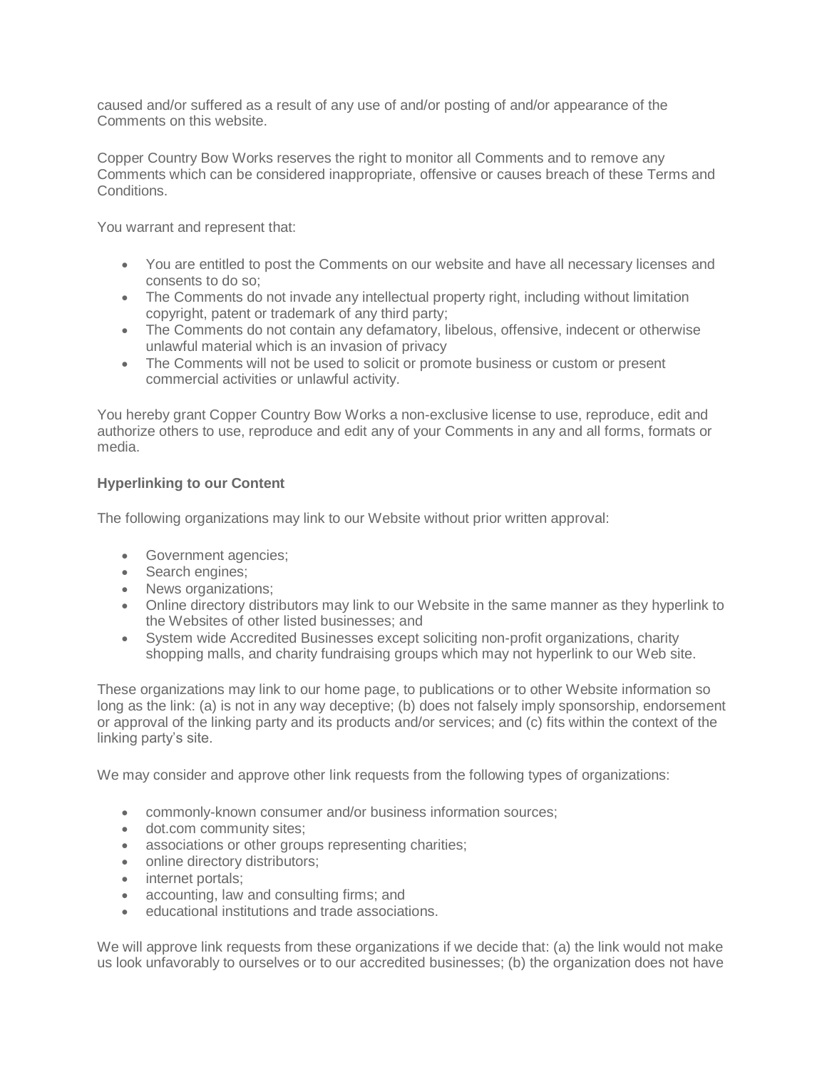caused and/or suffered as a result of any use of and/or posting of and/or appearance of the Comments on this website.

Copper Country Bow Works reserves the right to monitor all Comments and to remove any Comments which can be considered inappropriate, offensive or causes breach of these Terms and Conditions.

You warrant and represent that:

- You are entitled to post the Comments on our website and have all necessary licenses and consents to do so;
- The Comments do not invade any intellectual property right, including without limitation copyright, patent or trademark of any third party;
- The Comments do not contain any defamatory, libelous, offensive, indecent or otherwise unlawful material which is an invasion of privacy
- The Comments will not be used to solicit or promote business or custom or present commercial activities or unlawful activity.

You hereby grant Copper Country Bow Works a non-exclusive license to use, reproduce, edit and authorize others to use, reproduce and edit any of your Comments in any and all forms, formats or media.

**Hyperlinking to our Content**

The following organizations may link to our Website without prior written approval:

- Government agencies;
- Search engines;
- News organizations;
- Online directory distributors may link to our Website in the same manner as they hyperlink to the Websites of other listed businesses; and
- System wide Accredited Businesses except soliciting non-profit organizations, charity shopping malls, and charity fundraising groups which may not hyperlink to our Web site.

These organizations may link to our home page, to publications or to other Website information so long as the link: (a) is not in any way deceptive; (b) does not falsely imply sponsorship, endorsement or approval of the linking party and its products and/or services; and (c) fits within the context of the linking party's site.

We may consider and approve other link requests from the following types of organizations:

- commonly-known consumer and/or business information sources;
- dot.com community sites;
- associations or other groups representing charities;
- online directory distributors;
- internet portals;
- accounting, law and consulting firms; and
- educational institutions and trade associations.

We will approve link requests from these organizations if we decide that: (a) the link would not make us look unfavorably to ourselves or to our accredited businesses; (b) the organization does not have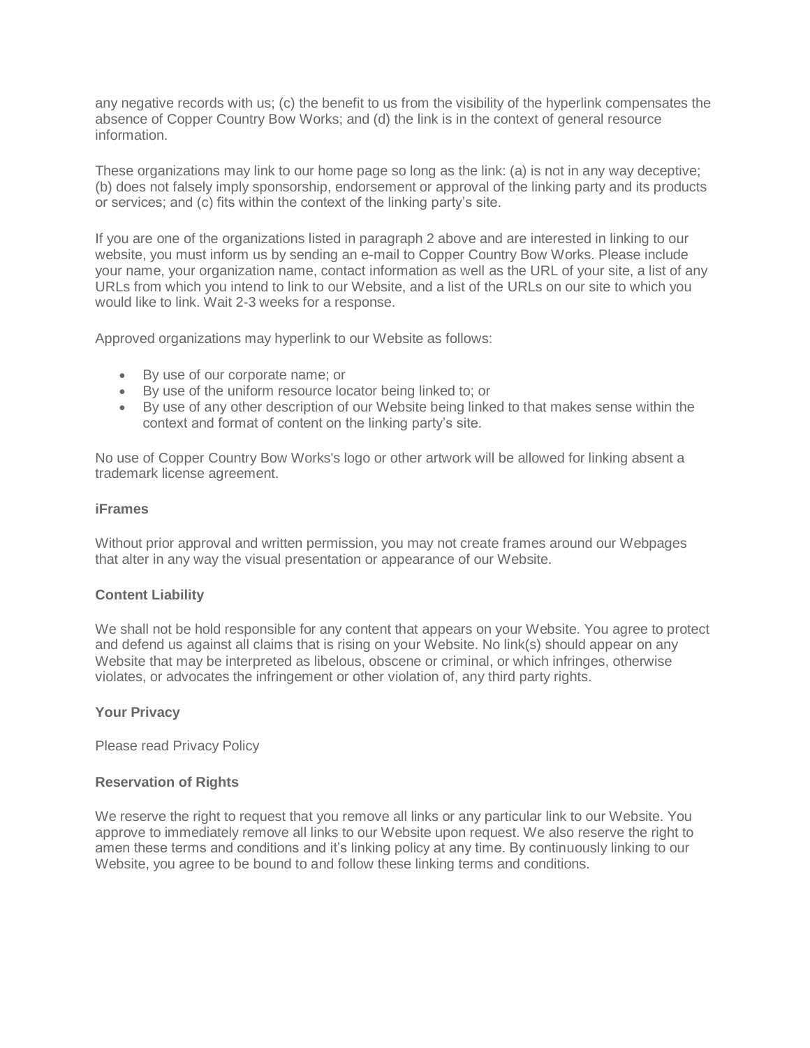any negative records with us; (c) the benefit to us from the visibility of the hyperlink compensates the absence of Copper Country Bow Works; and (d) the link is in the context of general resource information.

These organizations may link to our home page so long as the link: (a) is not in any way deceptive; (b) does not falsely imply sponsorship, endorsement or approval of the linking party and its products or services; and (c) fits within the context of the linking party's site.

If you are one of the organizations listed in paragraph 2 above and are interested in linking to our website, you must inform us by sending an e-mail to Copper Country Bow Works. Please include your name, your organization name, contact information as well as the URL of your site, a list of any URLs from which you intend to link to our Website, and a list of the URLs on our site to which you would like to link. Wait 2-3 weeks for a response.

Approved organizations may hyperlink to our Website as follows:

- By use of our corporate name; or
- By use of the uniform resource locator being linked to; or
- By use of any other description of our Website being linked to that makes sense within the context and format of content on the linking party's site.

No use of Copper Country Bow Works's logo or other artwork will be allowed for linking absent a trademark license agreement.

**iFrames**

Without prior approval and written permission, you may not create frames around our Webpages that alter in any way the visual presentation or appearance of our Website.

**Content Liability**

We shall not be hold responsible for any content that appears on your Website. You agree to protect and defend us against all claims that is rising on your Website. No link(s) should appear on any Website that may be interpreted as libelous, obscene or criminal, or which infringes, otherwise violates, or advocates the infringement or other violation of, any third party rights.

**Your Privacy**

Please read Privacy Policy

**Reservation of Rights**

We reserve the right to request that you remove all links or any particular link to our Website. You approve to immediately remove all links to our Website upon request. We also reserve the right to amen these terms and conditions and it's linking policy at any time. By continuously linking to our Website, you agree to be bound to and follow these linking terms and conditions.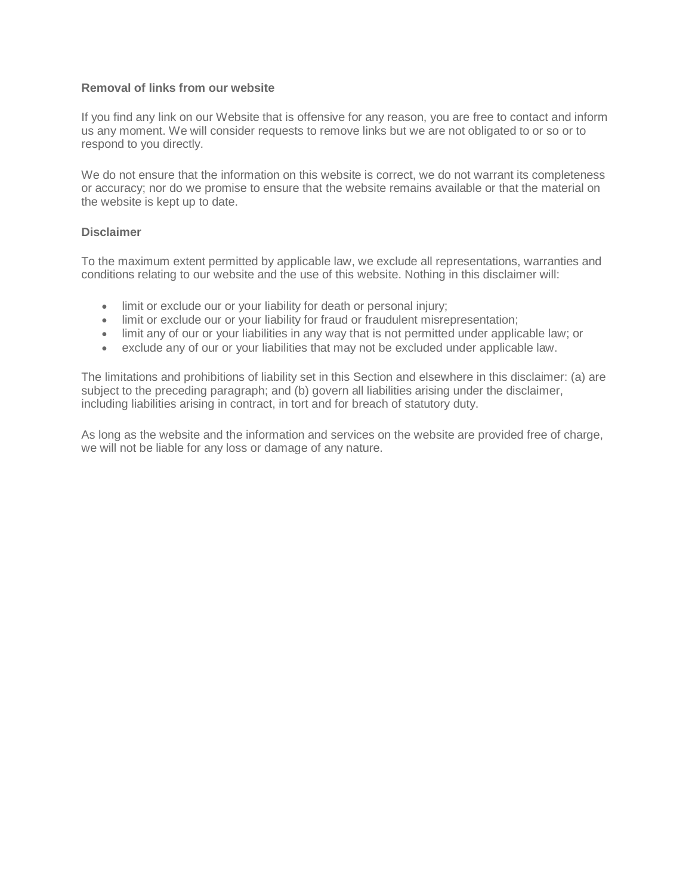**Removal of links from our website**

If you find any link on our Website that is offensive for any reason, you are free to contact and inform us any moment. We will consider requests to remove links but we are not obligated to or so or to respond to you directly.

We do not ensure that the information on this website is correct, we do not warrant its completeness or accuracy; nor do we promise to ensure that the website remains available or that the material on the website is kept up to date.

**Disclaimer**

To the maximum extent permitted by applicable law, we exclude all representations, warranties and conditions relating to our website and the use of this website. Nothing in this disclaimer will:

- limit or exclude our or your liability for death or personal injury;
- limit or exclude our or your liability for fraud or fraudulent misrepresentation;
- limit any of our or your liabilities in any way that is not permitted under applicable law; or
- exclude any of our or your liabilities that may not be excluded under applicable law.

The limitations and prohibitions of liability set in this Section and elsewhere in this disclaimer: (a) are subject to the preceding paragraph; and (b) govern all liabilities arising under the disclaimer, including liabilities arising in contract, in tort and for breach of statutory duty.

As long as the website and the information and services on the website are provided free of charge, we will not be liable for any loss or damage of any nature.